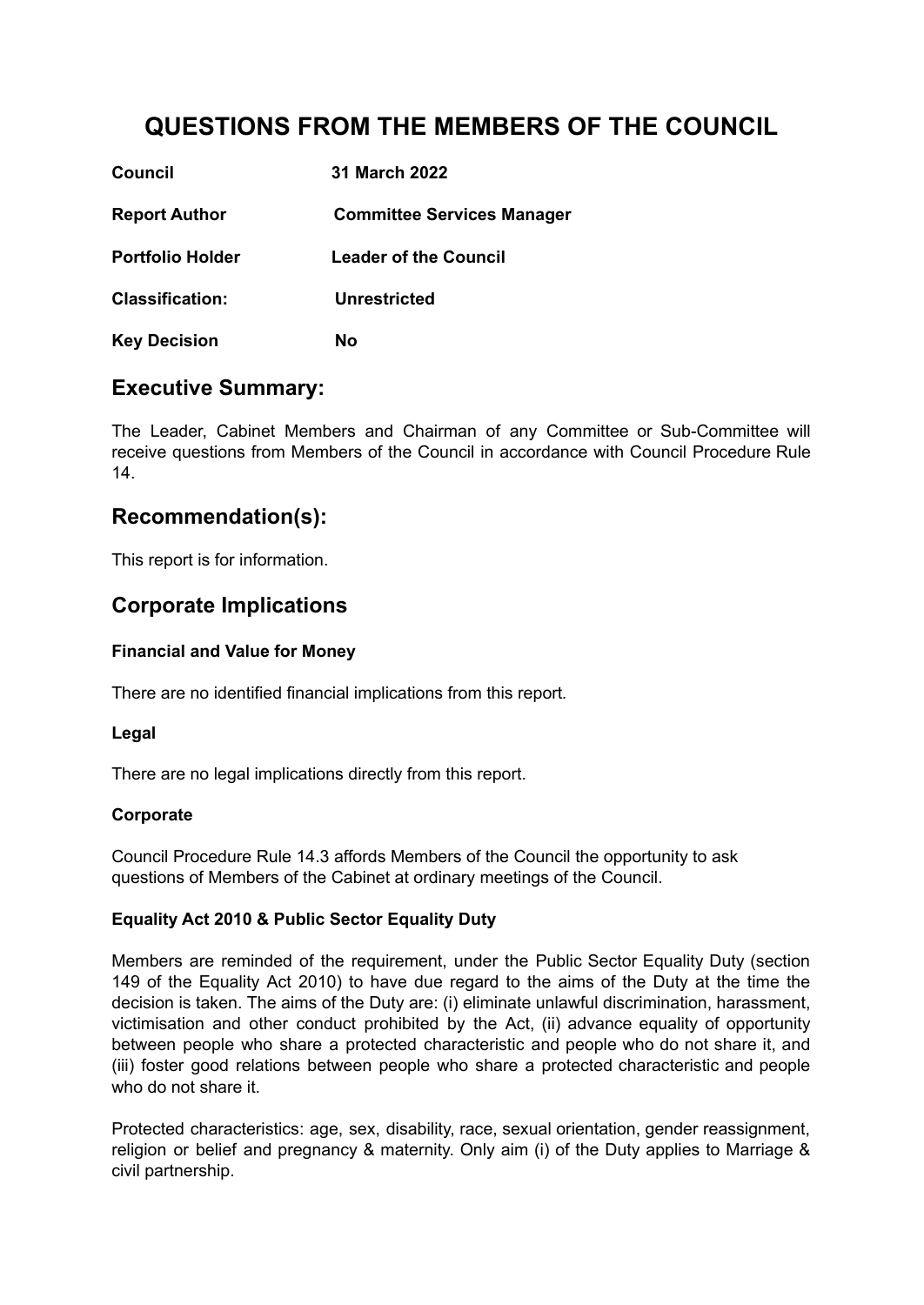# QUESTIONS FROM THE MEMBERS OF THE COUNCIL

| | |
|---|---|
| **Council** | **31 March 2022** |
| **Report Author** | **Committee Services Manager** |
| **Portfolio Holder** | **Leader of the Council** |
| **Classification:** | **Unrestricted** |
| **Key Decision** | **No** |

## Executive Summary:

The Leader, Cabinet Members and Chairman of any Committee or Sub-Committee will receive questions from Members of the Council in accordance with Council Procedure Rule 14.

## Recommendation(s):

This report is for information.

## Corporate Implications

### Financial and Value for Money

There are no identified financial implications from this report.

### Legal

There are no legal implications directly from this report.

### Corporate

Council Procedure Rule 14.3 affords Members of the Council the opportunity to ask questions of Members of the Cabinet at ordinary meetings of the Council.

### Equality Act 2010 & Public Sector Equality Duty

Members are reminded of the requirement, under the Public Sector Equality Duty (section 149 of the Equality Act 2010) to have due regard to the aims of the Duty at the time the decision is taken. The aims of the Duty are: (i) eliminate unlawful discrimination, harassment, victimisation and other conduct prohibited by the Act, (ii) advance equality of opportunity between people who share a protected characteristic and people who do not share it, and (iii) foster good relations between people who share a protected characteristic and people who do not share it.

Protected characteristics: age, sex, disability, race, sexual orientation, gender reassignment, religion or belief and pregnancy & maternity. Only aim (i) of the Duty applies to Marriage & civil partnership.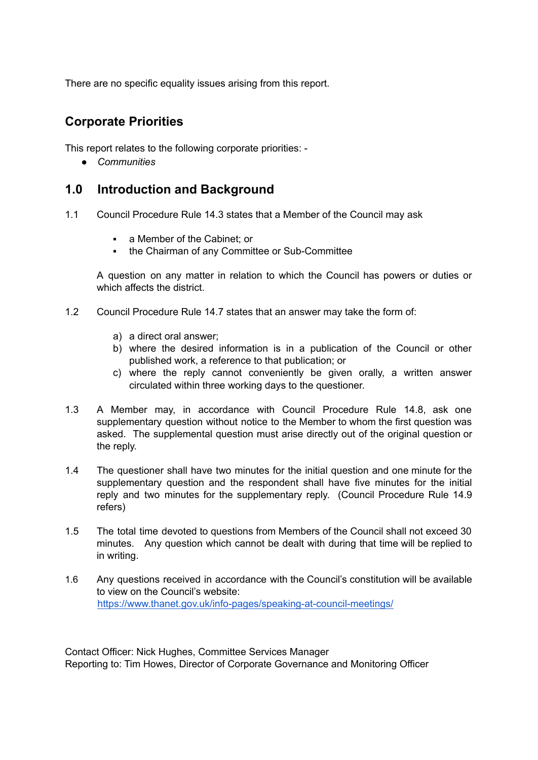There are no specific equality issues arising from this report.

## Corporate Priorities

This report relates to the following corporate priorities: -

- *Communities*

## 1.0 Introduction and Background

1.1 Council Procedure Rule 14.3 states that a Member of the Council may ask

- a Member of the Cabinet; or
- the Chairman of any Committee or Sub-Committee

A question on any matter in relation to which the Council has powers or duties or which affects the district.

1.2 Council Procedure Rule 14.7 states that an answer may take the form of:

a) a direct oral answer;
b) where the desired information is in a publication of the Council or other published work, a reference to that publication; or
c) where the reply cannot conveniently be given orally, a written answer circulated within three working days to the questioner.

1.3 A Member may, in accordance with Council Procedure Rule 14.8, ask one supplementary question without notice to the Member to whom the first question was asked. The supplemental question must arise directly out of the original question or the reply.

1.4 The questioner shall have two minutes for the initial question and one minute for the supplementary question and the respondent shall have five minutes for the initial reply and two minutes for the supplementary reply. (Council Procedure Rule 14.9 refers)

1.5 The total time devoted to questions from Members of the Council shall not exceed 30 minutes. Any question which cannot be dealt with during that time will be replied to in writing.

1.6 Any questions received in accordance with the Council's constitution will be available to view on the Council's website: https://www.thanet.gov.uk/info-pages/speaking-at-council-meetings/

Contact Officer: Nick Hughes, Committee Services Manager
Reporting to: Tim Howes, Director of Corporate Governance and Monitoring Officer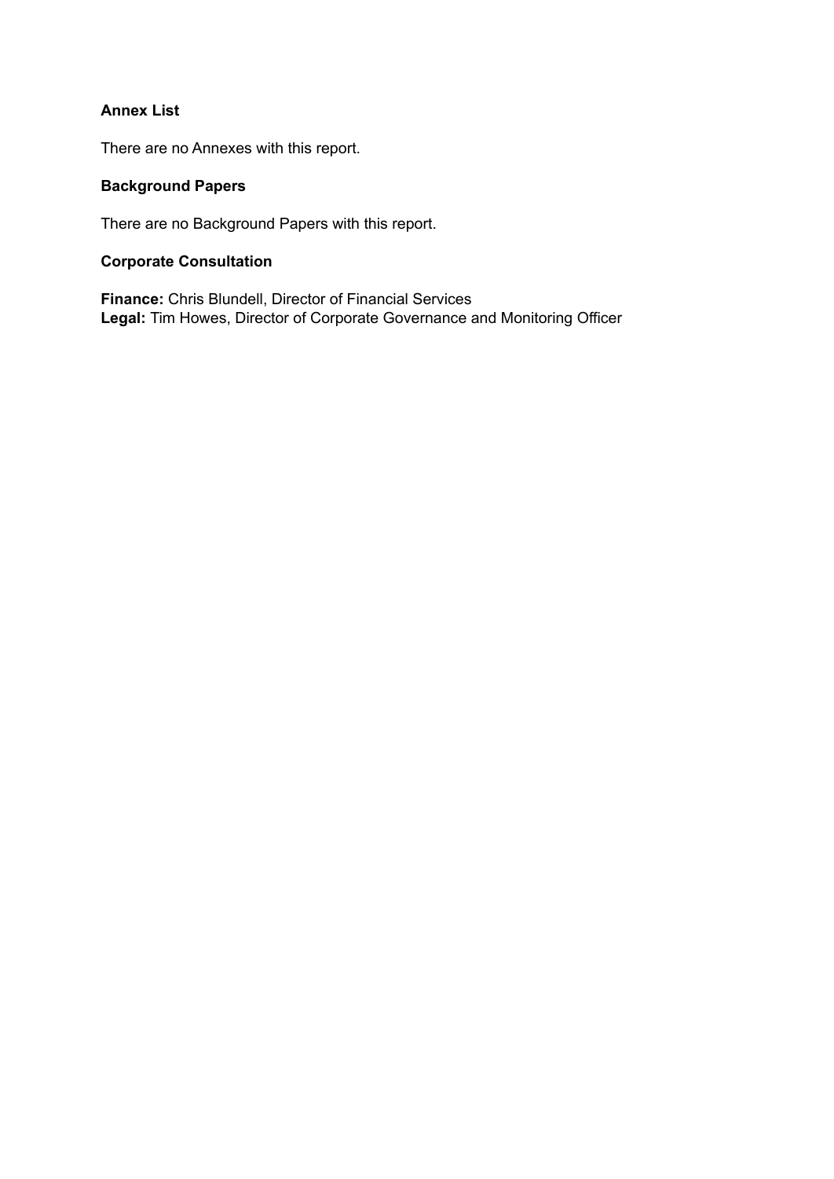### Annex List

There are no Annexes with this report.

### Background Papers

There are no Background Papers with this report.

### Corporate Consultation

**Finance:** Chris Blundell, Director of Financial Services
**Legal:** Tim Howes, Director of Corporate Governance and Monitoring Officer